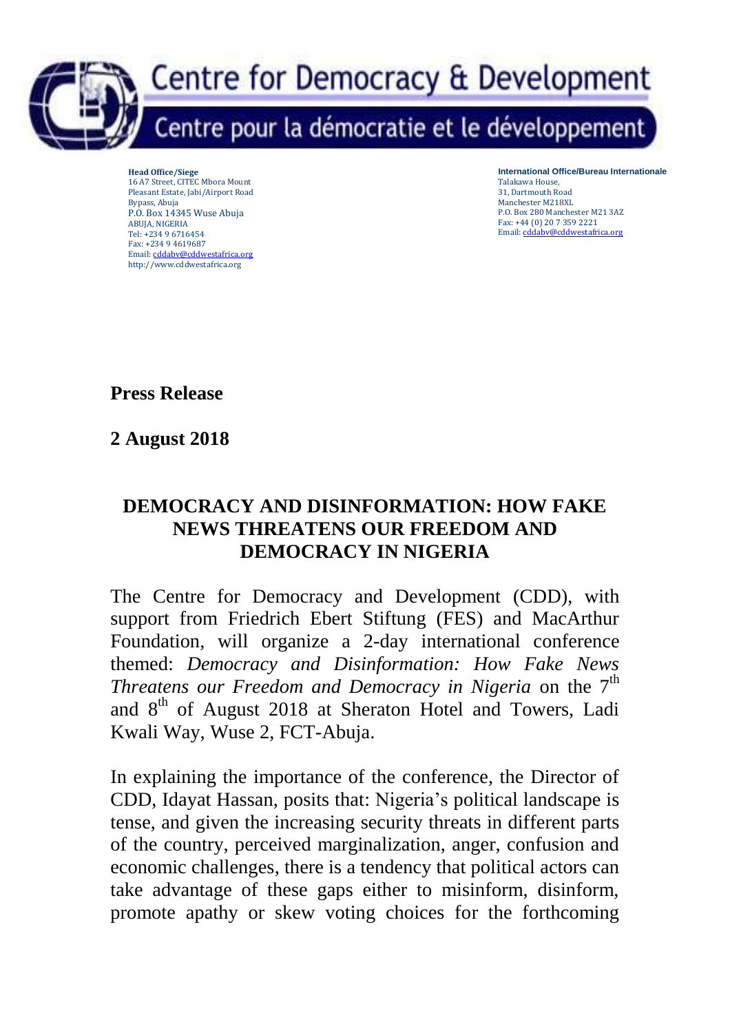# Centre for Democracy & Development

## Centre pour la démocratie et le développement

**Head Office/Siege**
16 A7 Street, CITEC Mbora Mount
Pleasant Estate, Jabi/Airport Road
Bypass, Abuja
P.O. Box 14345 Wuse Abuja
ABUJA, NIGERIA
Tel: +234 9 6716454
Fax: +234 9 4619687
Email: cddabv@cddwestafrica.org
http://www.cddwestafrica.org

**International Office/Bureau Internationale**
Talakawa House,
31, Dartmouth Road
Manchester M218XL
P.O. Box 280 Manchester M21 3AZ
Fax: +44 (0) 20 7 359 2221
Email: cddabv@cddwestafrica.org

**Press Release**

**2 August 2018**

### DEMOCRACY AND DISINFORMATION: HOW FAKE NEWS THREATENS OUR FREEDOM AND DEMOCRACY IN NIGERIA

The Centre for Democracy and Development (CDD), with support from Friedrich Ebert Stiftung (FES) and MacArthur Foundation, will organize a 2-day international conference themed: *Democracy and Disinformation: How Fake News Threatens our Freedom and Democracy in Nigeria* on the 7th and 8th of August 2018 at Sheraton Hotel and Towers, Ladi Kwali Way, Wuse 2, FCT-Abuja.

In explaining the importance of the conference, the Director of CDD, Idayat Hassan, posits that: Nigeria's political landscape is tense, and given the increasing security threats in different parts of the country, perceived marginalization, anger, confusion and economic challenges, there is a tendency that political actors can take advantage of these gaps either to misinform, disinform, promote apathy or skew voting choices for the forthcoming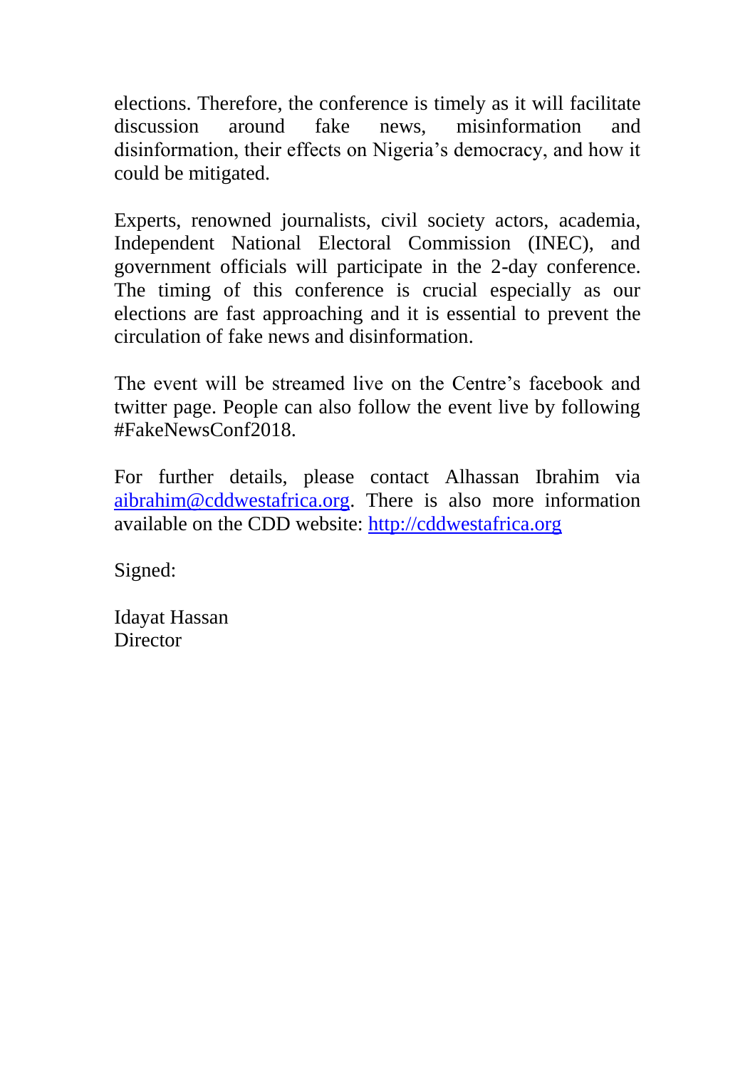elections. Therefore, the conference is timely as it will facilitate discussion around fake news, misinformation and disinformation, their effects on Nigeria's democracy, and how it could be mitigated.

Experts, renowned journalists, civil society actors, academia, Independent National Electoral Commission (INEC), and government officials will participate in the 2-day conference. The timing of this conference is crucial especially as our elections are fast approaching and it is essential to prevent the circulation of fake news and disinformation.

The event will be streamed live on the Centre's facebook and twitter page. People can also follow the event live by following #FakeNewsConf2018.

For further details, please contact Alhassan Ibrahim via [aibrahim@cddwestafrica.org](mailto:aibrahim@cddwestafrica.org). There is also more information available on the CDD website: [http://cddwestafrica.org](http://cddwestafrica.org)

Signed:

Idayat Hassan
Director